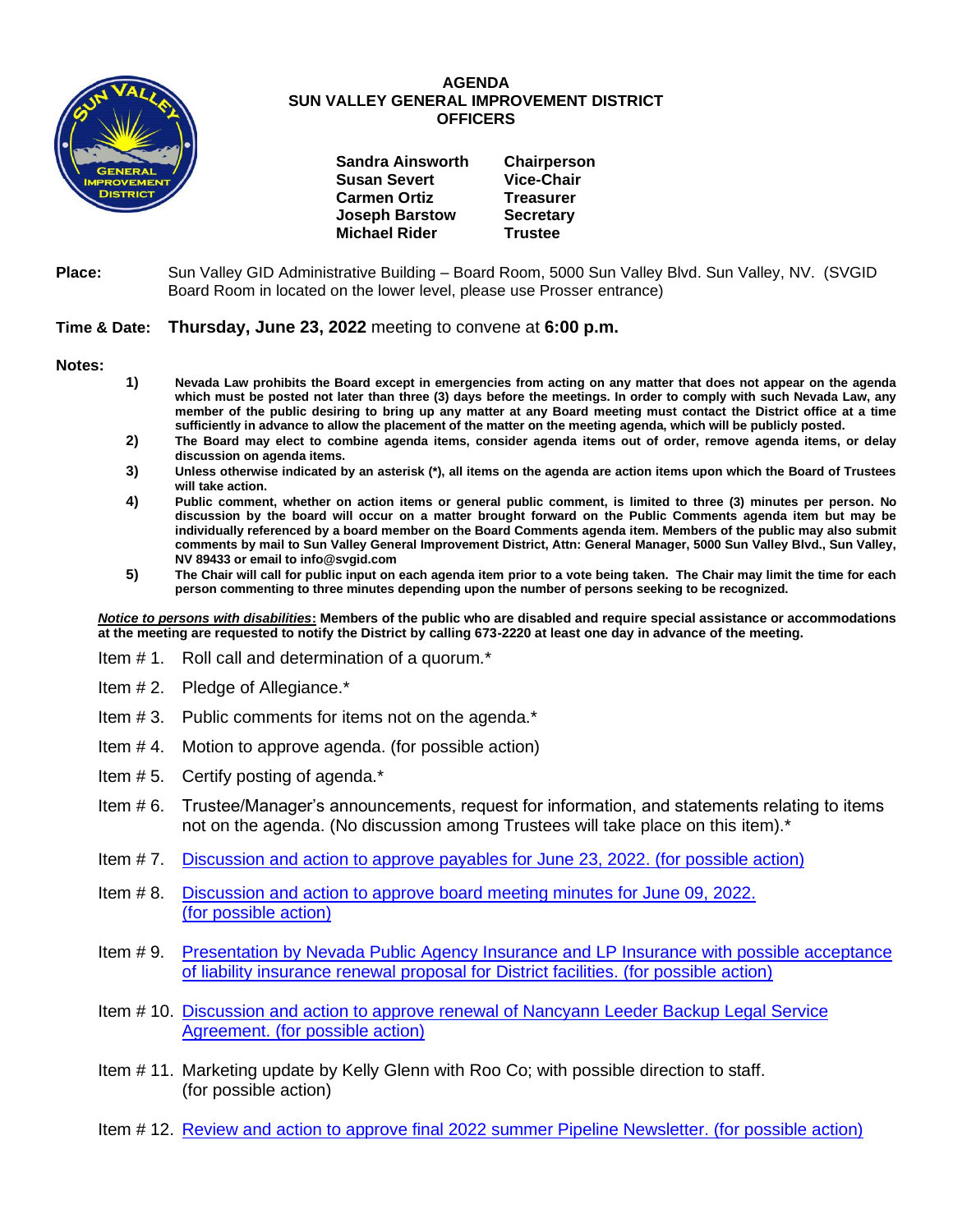# AGENDA
## SUN VALLEY GENERAL IMPROVEMENT DISTRICT
## OFFICERS

| | |
|---|---|
| **Sandra Ainsworth** | **Chairperson** |
| **Susan Severt** | **Vice-Chair** |
| **Carmen Ortiz** | **Treasurer** |
| **Joseph Barstow** | **Secretary** |
| **Michael Rider** | **Trustee** |

**Place:** Sun Valley GID Administrative Building – Board Room, 5000 Sun Valley Blvd. Sun Valley, NV. (SVGID Board Room in located on the lower level, please use Prosser entrance)

**Time & Date:** **Thursday, June 23, 2022** meeting to convene at **6:00 p.m.**

**Notes:**

1) **Nevada Law prohibits the Board except in emergencies from acting on any matter that does not appear on the agenda which must be posted not later than three (3) days before the meetings. In order to comply with such Nevada Law, any member of the public desiring to bring up any matter at any Board meeting must contact the District office at a time sufficiently in advance to allow the placement of the matter on the meeting agenda, which will be publicly posted.**
2) **The Board may elect to combine agenda items, consider agenda items out of order, remove agenda items, or delay discussion on agenda items.**
3) **Unless otherwise indicated by an asterisk (*), all items on the agenda are action items upon which the Board of Trustees will take action.**
4) **Public comment, whether on action items or general public comment, is limited to three (3) minutes per person. No discussion by the board will occur on a matter brought forward on the Public Comments agenda item but may be individually referenced by a board member on the Board Comments agenda item. Members of the public may also submit comments by mail to Sun Valley General Improvement District, Attn: General Manager, 5000 Sun Valley Blvd., Sun Valley, NV 89433 or email to info@svgid.com**
5) **The Chair will call for public input on each agenda item prior to a vote being taken. The Chair may limit the time for each person commenting to three minutes depending upon the number of persons seeking to be recognized.**

***Notice to persons with disabilities*: Members of the public who are disabled and require special assistance or accommodations at the meeting are requested to notify the District by calling 673-2220 at least one day in advance of the meeting.**

Item # 1. Roll call and determination of a quorum.*

Item # 2. Pledge of Allegiance.*

Item # 3. Public comments for items not on the agenda.*

Item # 4. Motion to approve agenda. (for possible action)

Item # 5. Certify posting of agenda.*

Item # 6. Trustee/Manager's announcements, request for information, and statements relating to items not on the agenda. (No discussion among Trustees will take place on this item).*

Item # 7. Discussion and action to approve payables for June 23, 2022. (for possible action)

Item # 8. Discussion and action to approve board meeting minutes for June 09, 2022. (for possible action)

Item # 9. Presentation by Nevada Public Agency Insurance and LP Insurance with possible acceptance of liability insurance renewal proposal for District facilities. (for possible action)

Item # 10. Discussion and action to approve renewal of Nancyann Leeder Backup Legal Service Agreement. (for possible action)

Item # 11. Marketing update by Kelly Glenn with Roo Co; with possible direction to staff. (for possible action)

Item # 12. Review and action to approve final 2022 summer Pipeline Newsletter. (for possible action)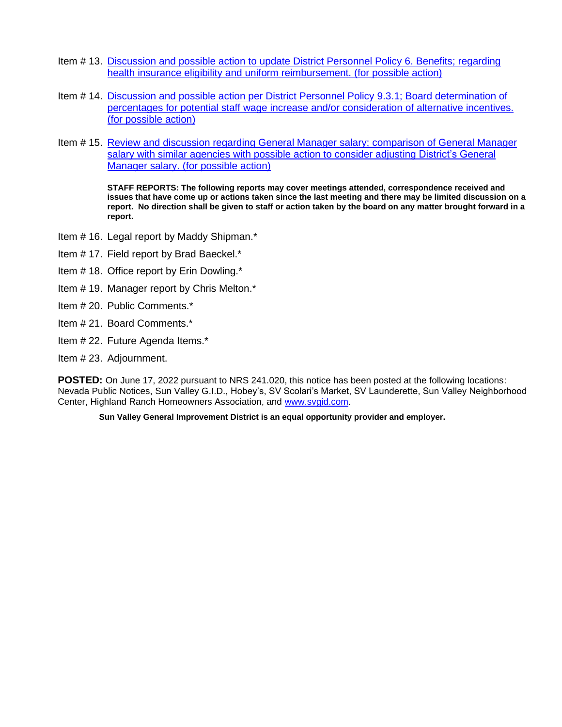Item # 13. Discussion and possible action to update District Personnel Policy 6. Benefits; regarding health insurance eligibility and uniform reimbursement. (for possible action)

Item # 14. Discussion and possible action per District Personnel Policy 9.3.1; Board determination of percentages for potential staff wage increase and/or consideration of alternative incentives. (for possible action)

Item # 15. Review and discussion regarding General Manager salary; comparison of General Manager salary with similar agencies with possible action to consider adjusting District's General Manager salary. (for possible action)

**STAFF REPORTS: The following reports may cover meetings attended, correspondence received and issues that have come up or actions taken since the last meeting and there may be limited discussion on a report. No direction shall be given to staff or action taken by the board on any matter brought forward in a report.**

Item # 16. Legal report by Maddy Shipman.*

Item # 17. Field report by Brad Baeckel.*

Item # 18. Office report by Erin Dowling.*

Item # 19. Manager report by Chris Melton.*

Item # 20. Public Comments.*

Item # 21. Board Comments.*

Item # 22. Future Agenda Items.*

Item # 23. Adjournment.

**POSTED:** On June 17, 2022 pursuant to NRS 241.020, this notice has been posted at the following locations: Nevada Public Notices, Sun Valley G.I.D., Hobey's, SV Scolari's Market, SV Launderette, Sun Valley Neighborhood Center, Highland Ranch Homeowners Association, and www.svgid.com.

**Sun Valley General Improvement District is an equal opportunity provider and employer.**